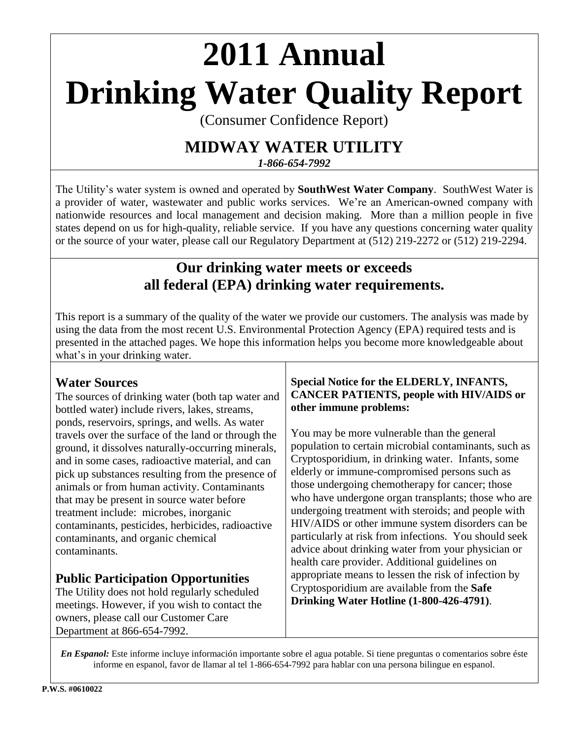# 2011 Annual Drinking Water Quality Report

(Consumer Confidence Report)

## MIDWAY WATER UTILITY

***1-866-654-7992***

The Utility's water system is owned and operated by **SouthWest Water Company**. SouthWest Water is a provider of water, wastewater and public works services. We're an American-owned company with nationwide resources and local management and decision making. More than a million people in five states depend on us for high-quality, reliable service. If you have any questions concerning water quality or the source of your water, please call our Regulatory Department at (512) 219-2272 or (512) 219-2294.

## Our drinking water meets or exceeds all federal (EPA) drinking water requirements.

This report is a summary of the quality of the water we provide our customers. The analysis was made by using the data from the most recent U.S. Environmental Protection Agency (EPA) required tests and is presented in the attached pages. We hope this information helps you become more knowledgeable about what's in your drinking water.

### Water Sources

The sources of drinking water (both tap water and bottled water) include rivers, lakes, streams, ponds, reservoirs, springs, and wells. As water travels over the surface of the land or through the ground, it dissolves naturally-occurring minerals, and in some cases, radioactive material, and can pick up substances resulting from the presence of animals or from human activity. Contaminants that may be present in source water before treatment include: microbes, inorganic contaminants, pesticides, herbicides, radioactive contaminants, and organic chemical contaminants.

### Public Participation Opportunities

The Utility does not hold regularly scheduled meetings. However, if you wish to contact the owners, please call our Customer Care Department at 866-654-7992.

**Special Notice for the ELDERLY, INFANTS, CANCER PATIENTS, people with HIV/AIDS or other immune problems:**

You may be more vulnerable than the general population to certain microbial contaminants, such as Cryptosporidium, in drinking water. Infants, some elderly or immune-compromised persons such as those undergoing chemotherapy for cancer; those who have undergone organ transplants; those who are undergoing treatment with steroids; and people with HIV/AIDS or other immune system disorders can be particularly at risk from infections. You should seek advice about drinking water from your physician or health care provider. Additional guidelines on appropriate means to lessen the risk of infection by Cryptosporidium are available from the **Safe Drinking Water Hotline (1-800-426-4791)**.

***En Espanol:*** Este informe incluye información importante sobre el agua potable. Si tiene preguntas o comentarios sobre éste informe en espanol, favor de llamar al tel 1-866-654-7992 para hablar con una persona bilingue en espanol.

**P.W.S. #0610022**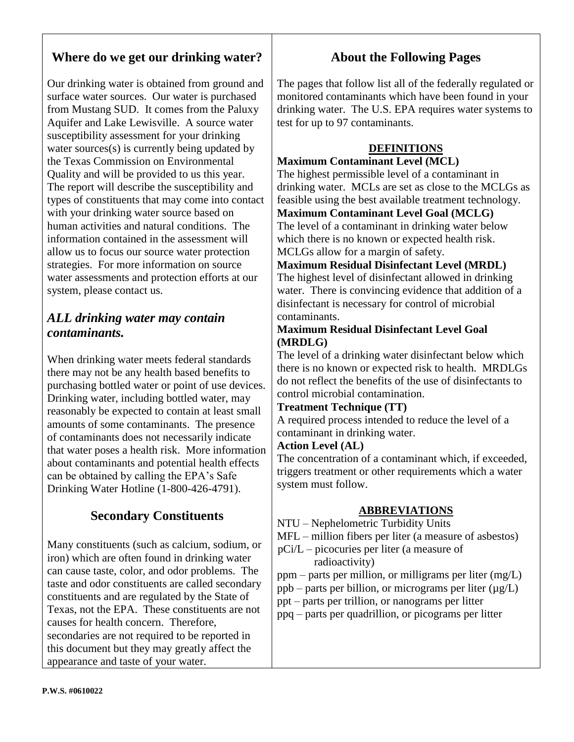## Where do we get our drinking water?

Our drinking water is obtained from ground and surface water sources. Our water is purchased from Mustang SUD. It comes from the Paluxy Aquifer and Lake Lewisville. A source water susceptibility assessment for your drinking water sources(s) is currently being updated by the Texas Commission on Environmental Quality and will be provided to us this year. The report will describe the susceptibility and types of constituents that may come into contact with your drinking water source based on human activities and natural conditions. The information contained in the assessment will allow us to focus our source water protection strategies. For more information on source water assessments and protection efforts at our system, please contact us.

## *ALL drinking water may contain contaminants.*

When drinking water meets federal standards there may not be any health based benefits to purchasing bottled water or point of use devices. Drinking water, including bottled water, may reasonably be expected to contain at least small amounts of some contaminants. The presence of contaminants does not necessarily indicate that water poses a health risk. More information about contaminants and potential health effects can be obtained by calling the EPA's Safe Drinking Water Hotline (1-800-426-4791).

## Secondary Constituents

Many constituents (such as calcium, sodium, or iron) which are often found in drinking water can cause taste, color, and odor problems. The taste and odor constituents are called secondary constituents and are regulated by the State of Texas, not the EPA. These constituents are not causes for health concern. Therefore, secondaries are not required to be reported in this document but they may greatly affect the appearance and taste of your water.

## About the Following Pages

The pages that follow list all of the federally regulated or monitored contaminants which have been found in your drinking water. The U.S. EPA requires water systems to test for up to 97 contaminants.

### DEFINITIONS

**Maximum Contaminant Level (MCL)**
The highest permissible level of a contaminant in drinking water. MCLs are set as close to the MCLGs as feasible using the best available treatment technology.

**Maximum Contaminant Level Goal (MCLG)**
The level of a contaminant in drinking water below which there is no known or expected health risk. MCLGs allow for a margin of safety.

**Maximum Residual Disinfectant Level (MRDL)**
The highest level of disinfectant allowed in drinking water. There is convincing evidence that addition of a disinfectant is necessary for control of microbial contaminants.

**Maximum Residual Disinfectant Level Goal (MRDLG)**
The level of a drinking water disinfectant below which there is no known or expected risk to health. MRDLGs do not reflect the benefits of the use of disinfectants to control microbial contamination.

**Treatment Technique (TT)**
A required process intended to reduce the level of a contaminant in drinking water.

**Action Level (AL)**
The concentration of a contaminant which, if exceeded, triggers treatment or other requirements which a water system must follow.

### ABBREVIATIONS

NTU – Nephelometric Turbidity Units
MFL – million fibers per liter (a measure of asbestos)
pCi/L – picocuries per liter (a measure of radioactivity)
ppm – parts per million, or milligrams per liter (mg/L)
ppb – parts per billion, or micrograms per liter (µg/L)
ppt – parts per trillion, or nanograms per litter
ppq – parts per quadrillion, or picograms per litter

P.W.S. #0610022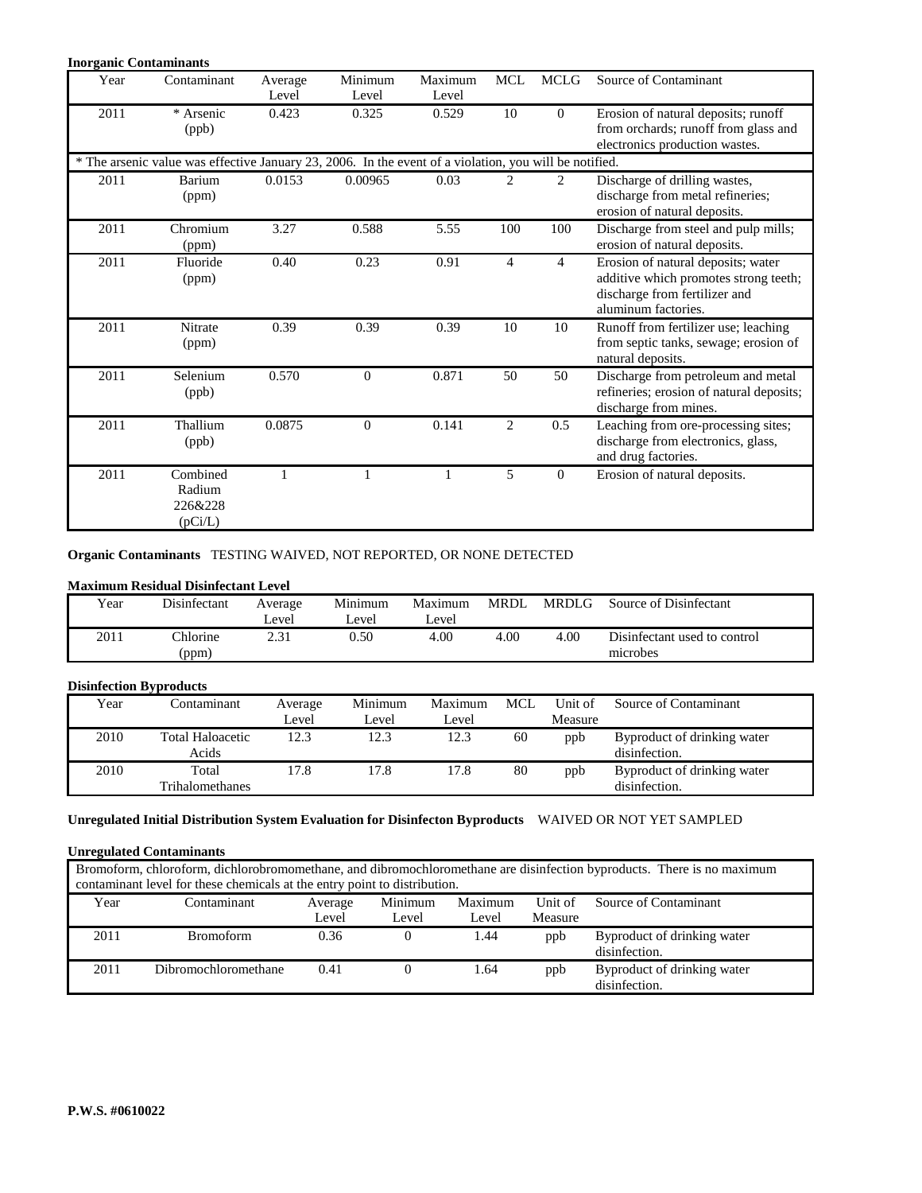**Inorganic Contaminants**

| Year | Contaminant | Average Level | Minimum Level | Maximum Level | MCL | MCLG | Source of Contaminant |
|---|---|---|---|---|---|---|---|
| 2011 | * Arsenic (ppb) | 0.423 | 0.325 | 0.529 | 10 | 0 | Erosion of natural deposits; runoff from orchards; runoff from glass and electronics production wastes. |
| * The arsenic value was effective January 23, 2006. In the event of a violation, you will be notified. | | | | | | | |
| 2011 | Barium (ppm) | 0.0153 | 0.00965 | 0.03 | 2 | 2 | Discharge of drilling wastes, discharge from metal refineries; erosion of natural deposits. |
| 2011 | Chromium (ppm) | 3.27 | 0.588 | 5.55 | 100 | 100 | Discharge from steel and pulp mills; erosion of natural deposits. |
| 2011 | Fluoride (ppm) | 0.40 | 0.23 | 0.91 | 4 | 4 | Erosion of natural deposits; water additive which promotes strong teeth; discharge from fertilizer and aluminum factories. |
| 2011 | Nitrate (ppm) | 0.39 | 0.39 | 0.39 | 10 | 10 | Runoff from fertilizer use; leaching from septic tanks, sewage; erosion of natural deposits. |
| 2011 | Selenium (ppb) | 0.570 | 0 | 0.871 | 50 | 50 | Discharge from petroleum and metal refineries; erosion of natural deposits; discharge from mines. |
| 2011 | Thallium (ppb) | 0.0875 | 0 | 0.141 | 2 | 0.5 | Leaching from ore-processing sites; discharge from electronics, glass, and drug factories. |
| 2011 | Combined Radium 226&228 (pCi/L) | 1 | 1 | 1 | 5 | 0 | Erosion of natural deposits. |

**Organic Contaminants** TESTING WAIVED, NOT REPORTED, OR NONE DETECTED

**Maximum Residual Disinfectant Level**

| Year | Disinfectant | Average Level | Minimum Level | Maximum Level | MRDL | MRDLG | Source of Disinfectant |
|---|---|---|---|---|---|---|---|
| 2011 | Chlorine (ppm) | 2.31 | 0.50 | 4.00 | 4.00 | 4.00 | Disinfectant used to control microbes |

**Disinfection Byproducts**

| Year | Contaminant | Average Level | Minimum Level | Maximum Level | MCL | Unit of Measure | Source of Contaminant |
|---|---|---|---|---|---|---|---|
| 2010 | Total Haloacetic Acids | 12.3 | 12.3 | 12.3 | 60 | ppb | Byproduct of drinking water disinfection. |
| 2010 | Total Trihalomethanes | 17.8 | 17.8 | 17.8 | 80 | ppb | Byproduct of drinking water disinfection. |

**Unregulated Initial Distribution System Evaluation for Disinfecton Byproducts** WAIVED OR NOT YET SAMPLED

**Unregulated Contaminants**

Bromoform, chloroform, dichlorobromomethane, and dibromochloromethane are disinfection byproducts. There is no maximum contaminant level for these chemicals at the entry point to distribution.

| Year | Contaminant | Average Level | Minimum Level | Maximum Level | Unit of Measure | Source of Contaminant |
|---|---|---|---|---|---|---|
| 2011 | Bromoform | 0.36 | 0 | 1.44 | ppb | Byproduct of drinking water disinfection. |
| 2011 | Dibromochloromethane | 0.41 | 0 | 1.64 | ppb | Byproduct of drinking water disinfection. |

**P.W.S. #0610022**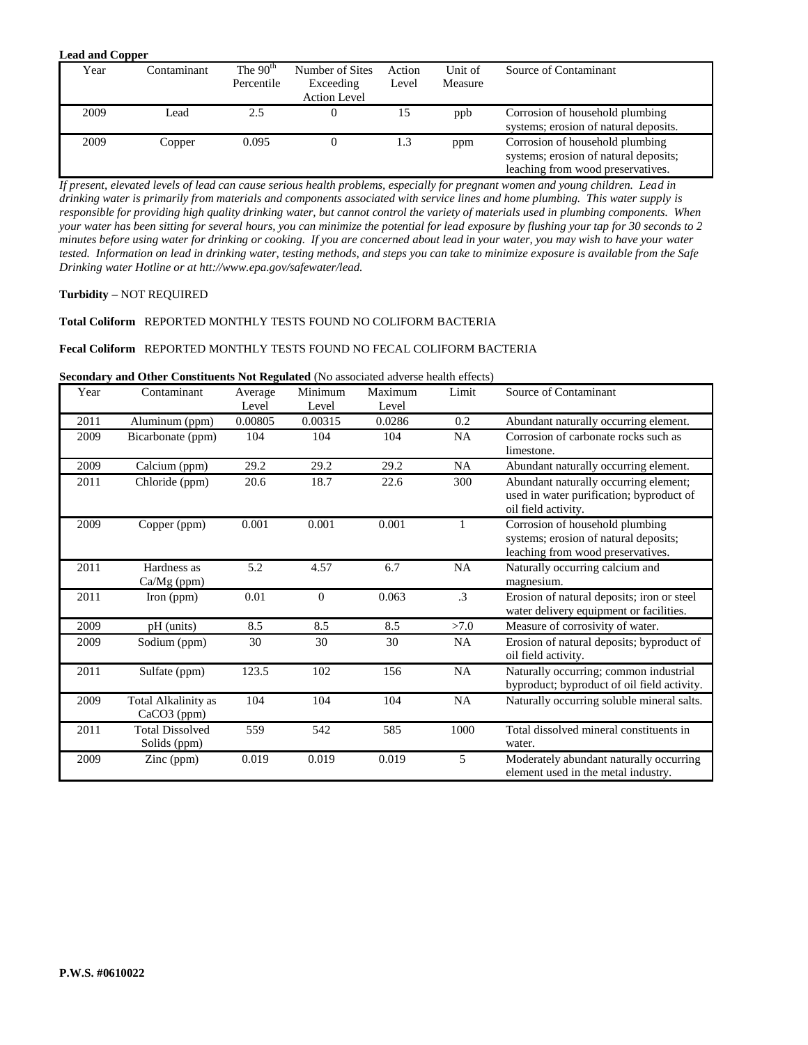**Lead and Copper**

| Year | Contaminant | The 90[th] Percentile | Number of Sites Exceeding Action Level | Action Level | Unit of Measure | Source of Contaminant |
|---|---|---|---|---|---|---|
| 2009 | Lead | 2.5 | 0 | 15 | ppb | Corrosion of household plumbing systems; erosion of natural deposits. |
| 2009 | Copper | 0.095 | 0 | 1.3 | ppm | Corrosion of household plumbing systems; erosion of natural deposits; leaching from wood preservatives. |

*If present, elevated levels of lead can cause serious health problems, especially for pregnant women and young children. Lead in drinking water is primarily from materials and components associated with service lines and home plumbing. This water supply is responsible for providing high quality drinking water, but cannot control the variety of materials used in plumbing components. When your water has been sitting for several hours, you can minimize the potential for lead exposure by flushing your tap for 30 seconds to 2 minutes before using water for drinking or cooking. If you are concerned about lead in your water, you may wish to have your water tested. Information on lead in drinking water, testing methods, and steps you can take to minimize exposure is available from the Safe Drinking water Hotline or at htt://www.epa.gov/safewater/lead.*

**Turbidity** – NOT REQUIRED

**Total Coliform** REPORTED MONTHLY TESTS FOUND NO COLIFORM BACTERIA

**Fecal Coliform** REPORTED MONTHLY TESTS FOUND NO FECAL COLIFORM BACTERIA

**Secondary and Other Constituents Not Regulated** (No associated adverse health effects)

| Year | Contaminant | Average Level | Minimum Level | Maximum Level | Limit | Source of Contaminant |
|---|---|---|---|---|---|---|
| 2011 | Aluminum (ppm) | 0.00805 | 0.00315 | 0.0286 | 0.2 | Abundant naturally occurring element. |
| 2009 | Bicarbonate (ppm) | 104 | 104 | 104 | NA | Corrosion of carbonate rocks such as limestone. |
| 2009 | Calcium (ppm) | 29.2 | 29.2 | 29.2 | NA | Abundant naturally occurring element. |
| 2011 | Chloride (ppm) | 20.6 | 18.7 | 22.6 | 300 | Abundant naturally occurring element; used in water purification; byproduct of oil field activity. |
| 2009 | Copper (ppm) | 0.001 | 0.001 | 0.001 | 1 | Corrosion of household plumbing systems; erosion of natural deposits; leaching from wood preservatives. |
| 2011 | Hardness as Ca/Mg (ppm) | 5.2 | 4.57 | 6.7 | NA | Naturally occurring calcium and magnesium. |
| 2011 | Iron (ppm) | 0.01 | 0 | 0.063 | .3 | Erosion of natural deposits; iron or steel water delivery equipment or facilities. |
| 2009 | pH (units) | 8.5 | 8.5 | 8.5 | >7.0 | Measure of corrosivity of water. |
| 2009 | Sodium (ppm) | 30 | 30 | 30 | NA | Erosion of natural deposits; byproduct of oil field activity. |
| 2011 | Sulfate (ppm) | 123.5 | 102 | 156 | NA | Naturally occurring; common industrial byproduct; byproduct of oil field activity. |
| 2009 | Total Alkalinity as $CaCO_3$ (ppm) | 104 | 104 | 104 | NA | Naturally occurring soluble mineral salts. |
| 2011 | Total Dissolved Solids (ppm) | 559 | 542 | 585 | 1000 | Total dissolved mineral constituents in water. |
| 2009 | Zinc (ppm) | 0.019 | 0.019 | 0.019 | 5 | Moderately abundant naturally occurring element used in the metal industry. |

**P.W.S. #0610022**